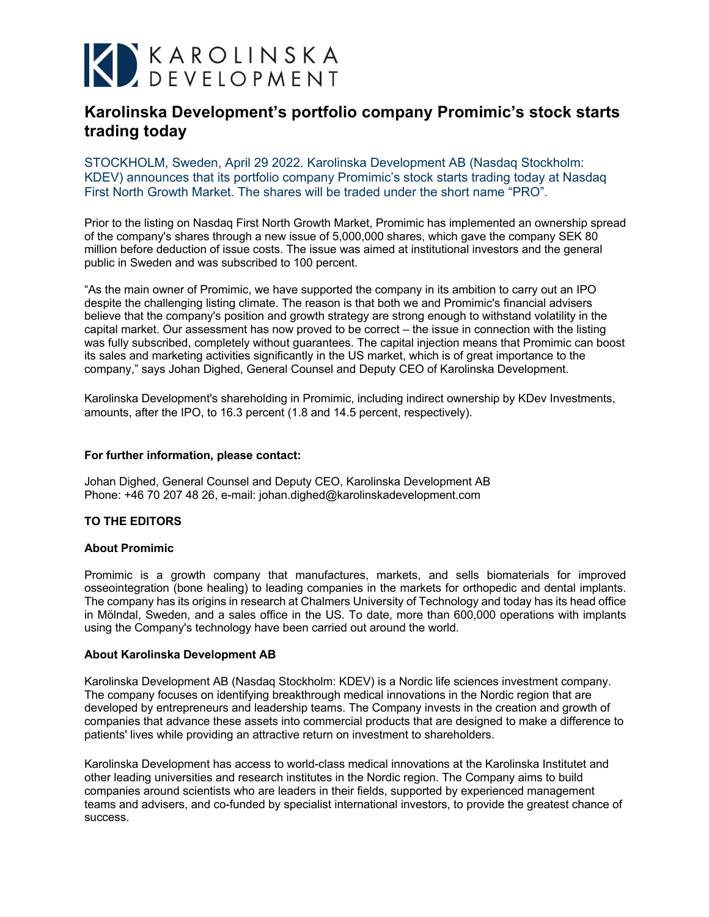KAROLINSKA DEVELOPMENT

# Karolinska Development's portfolio company Promimic's stock starts trading today

STOCKHOLM, Sweden, April 29 2022. Karolinska Development AB (Nasdaq Stockholm: KDEV) announces that its portfolio company Promimic's stock starts trading today at Nasdaq First North Growth Market. The shares will be traded under the short name "PRO".

Prior to the listing on Nasdaq First North Growth Market, Promimic has implemented an ownership spread of the company's shares through a new issue of 5,000,000 shares, which gave the company SEK 80 million before deduction of issue costs. The issue was aimed at institutional investors and the general public in Sweden and was subscribed to 100 percent.

"As the main owner of Promimic, we have supported the company in its ambition to carry out an IPO despite the challenging listing climate. The reason is that both we and Promimic's financial advisers believe that the company's position and growth strategy are strong enough to withstand volatility in the capital market. Our assessment has now proved to be correct – the issue in connection with the listing was fully subscribed, completely without guarantees. The capital injection means that Promimic can boost its sales and marketing activities significantly in the US market, which is of great importance to the company," says Johan Dighed, General Counsel and Deputy CEO of Karolinska Development.

Karolinska Development's shareholding in Promimic, including indirect ownership by KDev Investments, amounts, after the IPO, to 16.3 percent (1.8 and 14.5 percent, respectively).

**For further information, please contact:**

Johan Dighed, General Counsel and Deputy CEO, Karolinska Development AB
Phone: +46 70 207 48 26, e-mail: johan.dighed@karolinskadevelopment.com

**TO THE EDITORS**

**About Promimic**

Promimic is a growth company that manufactures, markets, and sells biomaterials for improved osseointegration (bone healing) to leading companies in the markets for orthopedic and dental implants. The company has its origins in research at Chalmers University of Technology and today has its head office in Mölndal, Sweden, and a sales office in the US. To date, more than 600,000 operations with implants using the Company's technology have been carried out around the world.

**About Karolinska Development AB**

Karolinska Development AB (Nasdaq Stockholm: KDEV) is a Nordic life sciences investment company. The company focuses on identifying breakthrough medical innovations in the Nordic region that are developed by entrepreneurs and leadership teams. The Company invests in the creation and growth of companies that advance these assets into commercial products that are designed to make a difference to patients' lives while providing an attractive return on investment to shareholders.

Karolinska Development has access to world-class medical innovations at the Karolinska Institutet and other leading universities and research institutes in the Nordic region. The Company aims to build companies around scientists who are leaders in their fields, supported by experienced management teams and advisers, and co-funded by specialist international investors, to provide the greatest chance of success.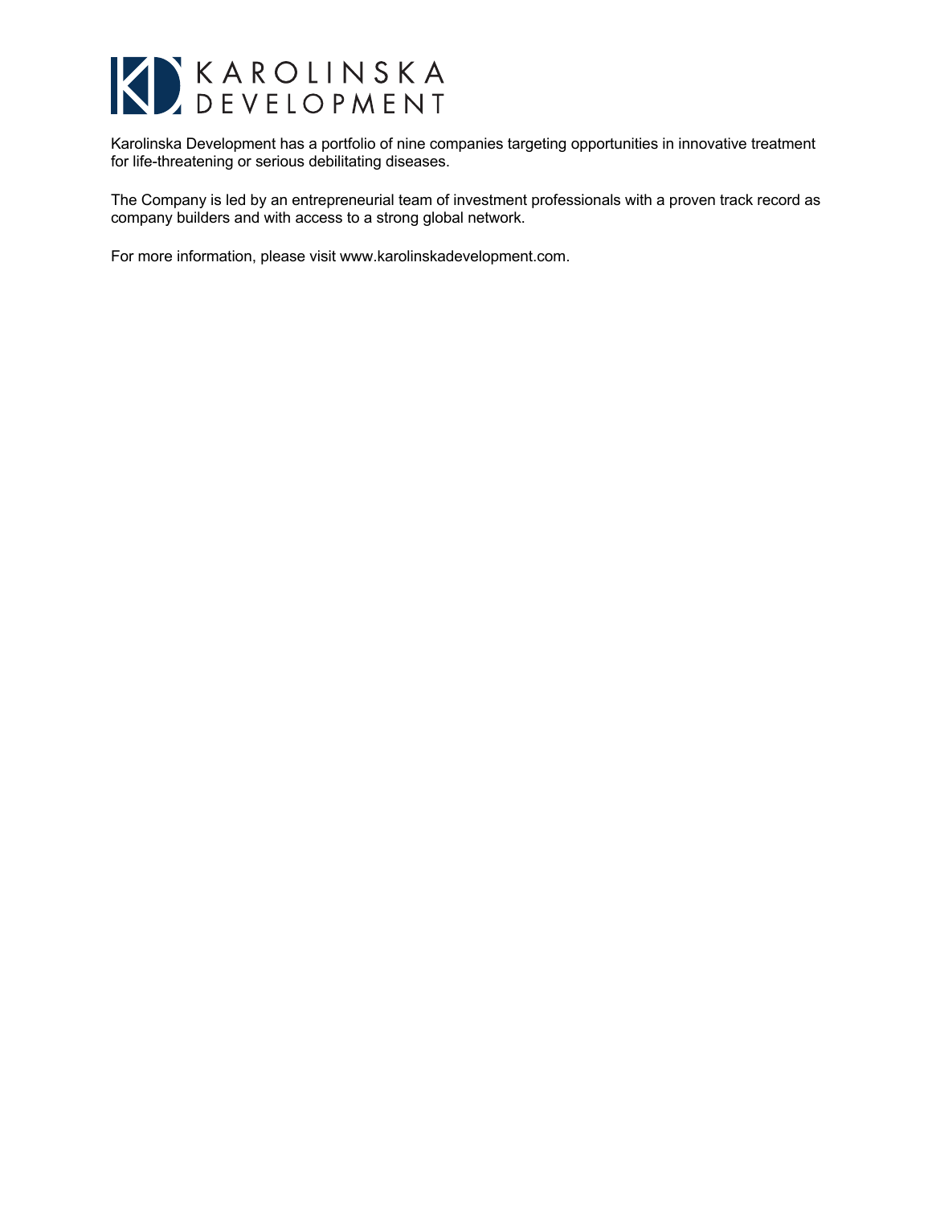KAROLINSKA DEVELOPMENT

Karolinska Development has a portfolio of nine companies targeting opportunities in innovative treatment for life-threatening or serious debilitating diseases.

The Company is led by an entrepreneurial team of investment professionals with a proven track record as company builders and with access to a strong global network.

For more information, please visit www.karolinskadevelopment.com.